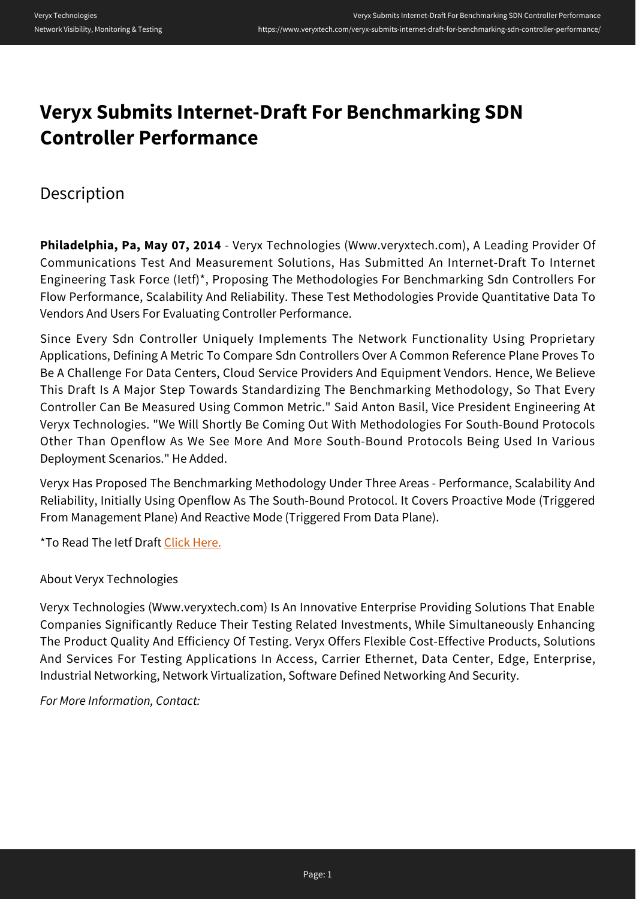# Veryx Submits Internet-Draft For Benchmarking SDN Controller Performance

## Description

**Philadelphia, Pa, May 07, 2014** - Veryx Technologies (Www.veryxtech.com), A Leading Provider Of Communications Test And Measurement Solutions, Has Submitted An Internet-Draft To Internet Engineering Task Force (Ietf)*, Proposing The Methodologies For Benchmarking Sdn Controllers For Flow Performance, Scalability And Reliability. These Test Methodologies Provide Quantitative Data To Vendors And Users For Evaluating Controller Performance.

Since Every Sdn Controller Uniquely Implements The Network Functionality Using Proprietary Applications, Defining A Metric To Compare Sdn Controllers Over A Common Reference Plane Proves To Be A Challenge For Data Centers, Cloud Service Providers And Equipment Vendors. Hence, We Believe This Draft Is A Major Step Towards Standardizing The Benchmarking Methodology, So That Every Controller Can Be Measured Using Common Metric." Said Anton Basil, Vice President Engineering At Veryx Technologies. "We Will Shortly Be Coming Out With Methodologies For South-Bound Protocols Other Than Openflow As We See More And More South-Bound Protocols Being Used In Various Deployment Scenarios." He Added.

Veryx Has Proposed The Benchmarking Methodology Under Three Areas - Performance, Scalability And Reliability, Initially Using Openflow As The South-Bound Protocol. It Covers Proactive Mode (Triggered From Management Plane) And Reactive Mode (Triggered From Data Plane).

*To Read The Ietf Draft Click Here.

About Veryx Technologies

Veryx Technologies (Www.veryxtech.com) Is An Innovative Enterprise Providing Solutions That Enable Companies Significantly Reduce Their Testing Related Investments, While Simultaneously Enhancing The Product Quality And Efficiency Of Testing. Veryx Offers Flexible Cost-Effective Products, Solutions And Services For Testing Applications In Access, Carrier Ethernet, Data Center, Edge, Enterprise, Industrial Networking, Network Virtualization, Software Defined Networking And Security.

*For More Information, Contact:*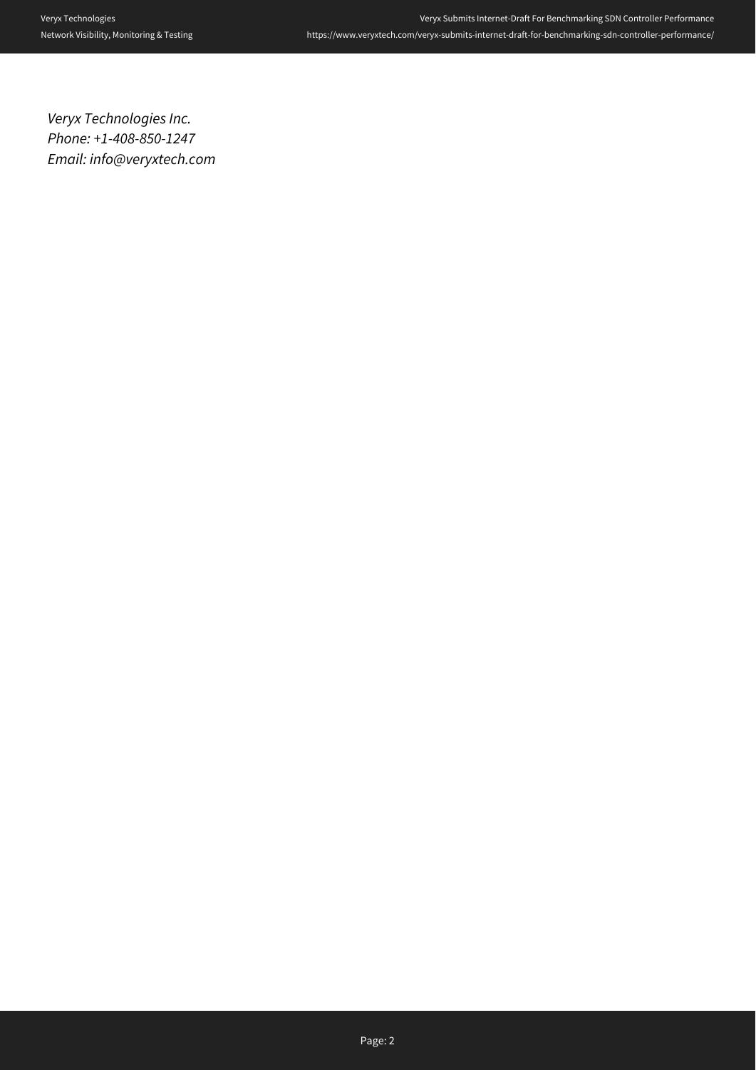*Veryx Technologies Inc.*
*Phone: +1-408-850-1247*
*Email: info@veryxtech.com*